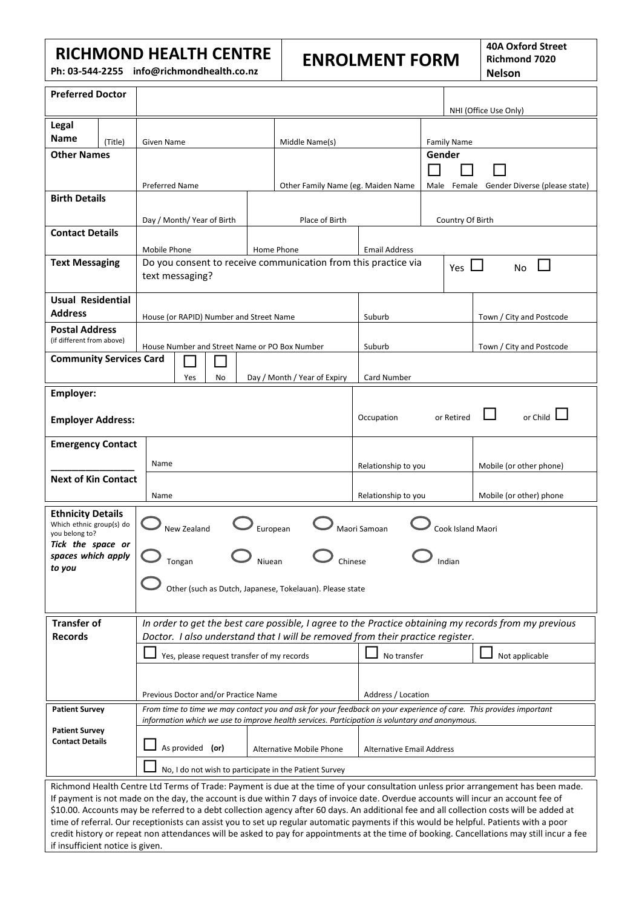# RICHMOND HEALTH CENTRE

Ph: 03-544-2255 info@richmondhealth.co.nz

# ENROLMENT FORM

**40A Oxford Street**
**Richmond 7020**
**Nelson**

| **Preferred Doctor** | | | NHI (Office Use Only) |
|---|---|---|---|
| **Legal Name** (Title) | Given Name | Middle Name(s) | Family Name |
| **Other Names** | Preferred Name | Other Family Name (eg. Maiden Name | **Gender** ☐ Male ☐ Female ☐ Gender Diverse (please state) |
| **Birth Details** | Day / Month/ Year of Birth | Place of Birth | Country Of Birth |
| **Contact Details** | Mobile Phone | Home Phone | Email Address |
| **Text Messaging** | Do you consent to receive communication from this practice via text messaging? | | Yes ☐ No ☐ |
| **Usual Residential Address** | House (or RAPID) Number and Street Name | Suburb | Town / City and Postcode |
| **Postal Address** (if different from above) | House Number and Street Name or PO Box Number | Suburb | Town / City and Postcode |
| **Community Services Card** | ☐ Yes ☐ No | Day / Month / Year of Expiry | Card Number |

| **Employer:** <br> **Employer Address:** | Occupation or Retired ☐ or Child ☐ |
|---|---|

| **Emergency Contact** | Name | Relationship to you | Mobile (or other phone) |
|---|---|---|---|
| **Next of Kin Contact** | Name | Relationship to you | Mobile (or other) phone |

**Ethnicity Details**
Which ethnic group(s) do you belong to?
*Tick the space or spaces which apply to you*

- ○ New Zealand
- ○ European
- ○ Maori Samoan
- ○ Cook Island Maori
- ○ Tongan
- ○ Niuean
- ○ Chinese
- ○ Indian
- ○ Other (such as Dutch, Japanese, Tokelauan). Please state

**Transfer of Records**

*In order to get the best care possible, I agree to the Practice obtaining my records from my previous Doctor. I also understand that I will be removed from their practice register.*

☐ Yes, please request transfer of my records ☐ No transfer ☐ Not applicable

| Previous Doctor and/or Practice Name | Address / Location |
|---|---|

**Patient Survey**

*From time to time we may contact you and ask for your feedback on your experience of care. This provides important information which we use to improve health services. Participation is voluntary and anonymous.*

**Patient Survey Contact Details**

| ☐ As provided **(or)** | Alternative Mobile Phone | Alternative Email Address |
|---|---|---|

☐ No, I do not wish to participate in the Patient Survey

Richmond Health Centre Ltd Terms of Trade: Payment is due at the time of your consultation unless prior arrangement has been made. If payment is not made on the day, the account is due within 7 days of invoice date. Overdue accounts will incur an account fee of $10.00. Accounts may be referred to a debt collection agency after 60 days. An additional fee and all collection costs will be added at time of referral. Our receptionists can assist you to set up regular automatic payments if this would be helpful. Patients with a poor credit history or repeat non attendances will be asked to pay for appointments at the time of booking. Cancellations may still incur a fee if insufficient notice is given.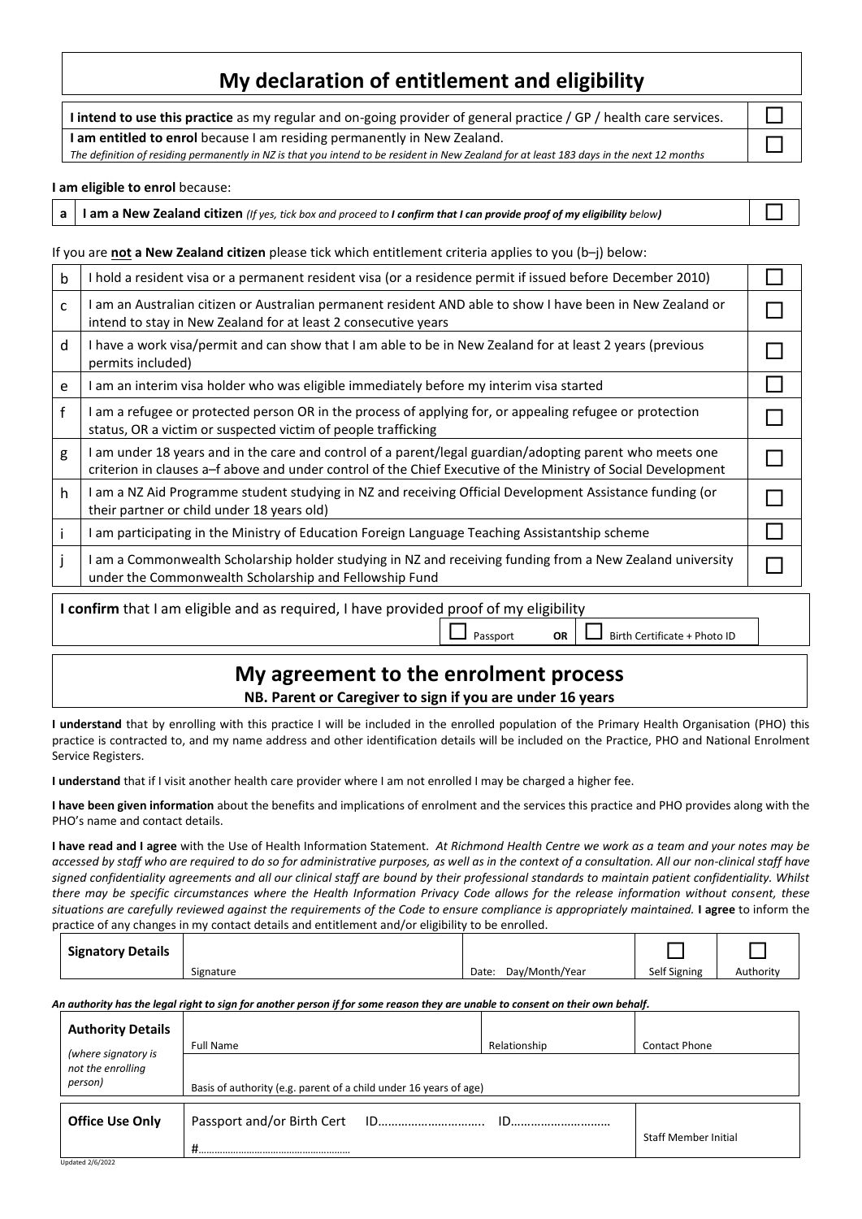# My declaration of entitlement and eligibility

| | |
|---|---|
| **I intend to use this practice** as my regular and on-going provider of general practice / GP / health care services. | ☐ |
| **I am entitled to enrol** because I am residing permanently in New Zealand.<br>*The definition of residing permanently in NZ is that you intend to be resident in New Zealand for at least 183 days in the next 12 months* | ☐ |

**I am eligible to enrol** because:

| | | |
|---|---|---|
| a | **I am a New Zealand citizen** *(If yes, tick box and proceed to **I confirm that I can provide proof of my eligibility** below)* | ☐ |

If you are **not** a **New Zealand citizen** please tick which entitlement criteria applies to you (b–j) below:

| | | |
|---|---|---|
| b | I hold a resident visa or a permanent resident visa (or a residence permit if issued before December 2010) | ☐ |
| c | I am an Australian citizen or Australian permanent resident AND able to show I have been in New Zealand or intend to stay in New Zealand for at least 2 consecutive years | ☐ |
| d | I have a work visa/permit and can show that I am able to be in New Zealand for at least 2 years (previous permits included) | ☐ |
| e | I am an interim visa holder who was eligible immediately before my interim visa started | ☐ |
| f | I am a refugee or protected person OR in the process of applying for, or appealing refugee or protection status, OR a victim or suspected victim of people trafficking | ☐ |
| g | I am under 18 years and in the care and control of a parent/legal guardian/adopting parent who meets one criterion in clauses a–f above and under control of the Chief Executive of the Ministry of Social Development | ☐ |
| h | I am a NZ Aid Programme student studying in NZ and receiving Official Development Assistance funding (or their partner or child under 18 years old) | ☐ |
| i | I am participating in the Ministry of Education Foreign Language Teaching Assistantship scheme | ☐ |
| j | I am a Commonwealth Scholarship holder studying in NZ and receiving funding from a New Zealand university under the Commonwealth Scholarship and Fellowship Fund | ☐ |

**I confirm** that I am eligible and as required, I have provided proof of my eligibility

☐ Passport **OR** ☐ Birth Certificate + Photo ID

# My agreement to the enrolment process

**NB. Parent or Caregiver to sign if you are under 16 years**

**I understand** that by enrolling with this practice I will be included in the enrolled population of the Primary Health Organisation (PHO) this practice is contracted to, and my name address and other identification details will be included on the Practice, PHO and National Enrolment Service Registers.

**I understand** that if I visit another health care provider where I am not enrolled I may be charged a higher fee.

**I have been given information** about the benefits and implications of enrolment and the services this practice and PHO provides along with the PHO's name and contact details.

**I have read and I agree** with the Use of Health Information Statement. *At Richmond Health Centre we work as a team and your notes may be accessed by staff who are required to do so for administrative purposes, as well as in the context of a consultation. All our non-clinical staff have signed confidentiality agreements and all our clinical staff are bound by their professional standards to maintain patient confidentiality. Whilst there may be specific circumstances where the Health Information Privacy Code allows for the release information without consent, these situations are carefully reviewed against the requirements of the Code to ensure compliance is appropriately maintained.* **I agree** to inform the practice of any changes in my contact details and entitlement and/or eligibility to be enrolled.

| **Signatory Details** | Signature | Date: Day/Month/Year | ☐ Self Signing | ☐ Authority |
|---|---|---|---|---|

***An authority has the legal right to sign for another person if for some reason they are unable to consent on their own behalf.***

| **Authority Details** *(where signatory is not the enrolling person)* | Full Name | Relationship | Contact Phone |
|---|---|---|---|
| | Basis of authority (e.g. parent of a child under 16 years of age) | | |

| **Office Use Only** | Passport and/or Birth Cert ID………………………….. ID…………………………<br>#……………………………………………… | Staff Member Initial |
|---|---|---|

Updated 2/6/2022